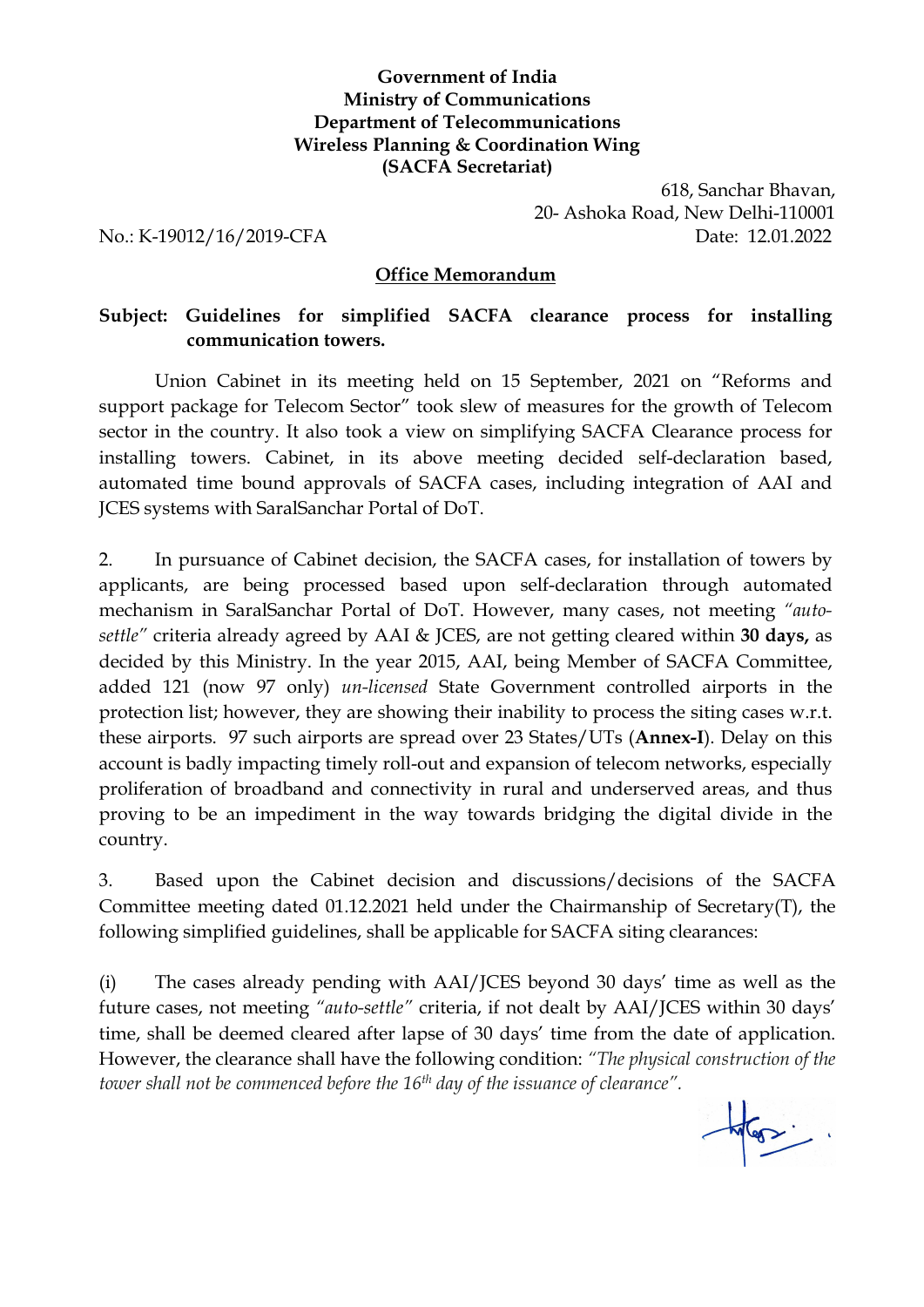**Government of India**
**Ministry of Communications**
**Department of Telecommunications**
**Wireless Planning & Coordination Wing**
**(SACFA Secretariat)**

618, Sanchar Bhavan,
20- Ashoka Road, New Delhi-110001

No.: K-19012/16/2019-CFA

Date: 12.01.2022

## Office Memorandum

**Subject: Guidelines for simplified SACFA clearance process for installing communication towers.**

Union Cabinet in its meeting held on 15 September, 2021 on "Reforms and support package for Telecom Sector" took slew of measures for the growth of Telecom sector in the country. It also took a view on simplifying SACFA Clearance process for installing towers. Cabinet, in its above meeting decided self-declaration based, automated time bound approvals of SACFA cases, including integration of AAI and JCES systems with SaralSanchar Portal of DoT.

2. In pursuance of Cabinet decision, the SACFA cases, for installation of towers by applicants, are being processed based upon self-declaration through automated mechanism in SaralSanchar Portal of DoT. However, many cases, not meeting *"auto-settle"* criteria already agreed by AAI & JCES, are not getting cleared within **30 days,** as decided by this Ministry. In the year 2015, AAI, being Member of SACFA Committee, added 121 (now 97 only) *un-licensed* State Government controlled airports in the protection list; however, they are showing their inability to process the siting cases w.r.t. these airports. 97 such airports are spread over 23 States/UTs (**Annex-I**). Delay on this account is badly impacting timely roll-out and expansion of telecom networks, especially proliferation of broadband and connectivity in rural and underserved areas, and thus proving to be an impediment in the way towards bridging the digital divide in the country.

3. Based upon the Cabinet decision and discussions/decisions of the SACFA Committee meeting dated 01.12.2021 held under the Chairmanship of Secretary(T), the following simplified guidelines, shall be applicable for SACFA siting clearances:

(i) The cases already pending with AAI/JCES beyond 30 days' time as well as the future cases, not meeting *"auto-settle"* criteria, if not dealt by AAI/JCES within 30 days' time, shall be deemed cleared after lapse of 30 days' time from the date of application. However, the clearance shall have the following condition: *"The physical construction of the tower shall not be commenced before the 16th day of the issuance of clearance".*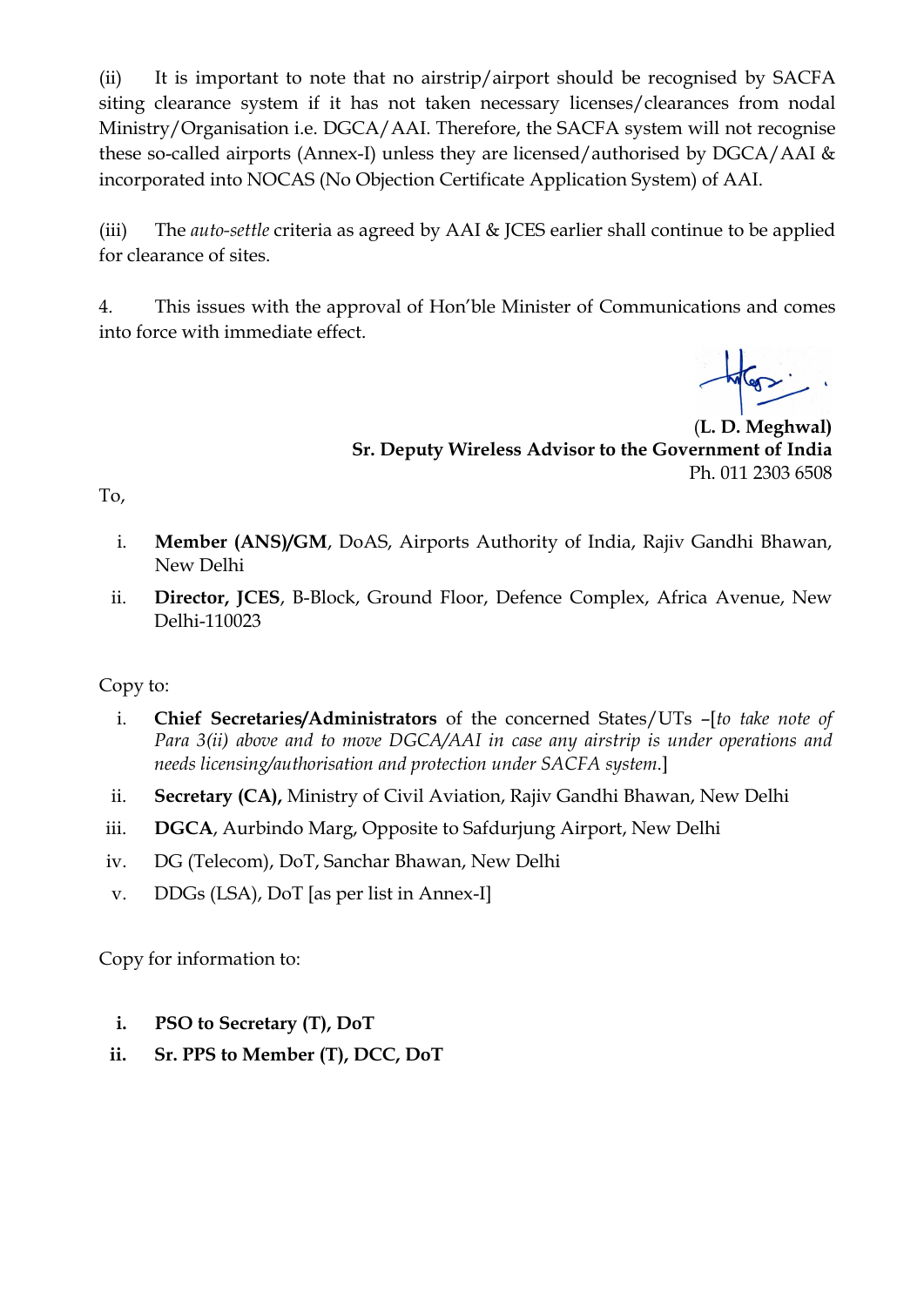(ii) It is important to note that no airstrip/airport should be recognised by SACFA siting clearance system if it has not taken necessary licenses/clearances from nodal Ministry/Organisation i.e. DGCA/AAI. Therefore, the SACFA system will not recognise these so-called airports (Annex-I) unless they are licensed/authorised by DGCA/AAI & incorporated into NOCAS (No Objection Certificate Application System) of AAI.

(iii) The *auto-settle* criteria as agreed by AAI & JCES earlier shall continue to be applied for clearance of sites.

4. This issues with the approval of Hon'ble Minister of Communications and comes into force with immediate effect.

(**L. D. Meghwal)**
**Sr. Deputy Wireless Advisor to the Government of India**
Ph. 011 2303 6508

To,

i. **Member (ANS)/GM**, DoAS, Airports Authority of India, Rajiv Gandhi Bhawan, New Delhi
ii. **Director, JCES**, B-Block, Ground Floor, Defence Complex, Africa Avenue, New Delhi-110023

Copy to:

i. **Chief Secretaries/Administrators** of the concerned States/UTs –[*to take note of Para 3(ii) above and to move DGCA/AAI in case any airstrip is under operations and needs licensing/authorisation and protection under SACFA system.*]
ii. **Secretary (CA),** Ministry of Civil Aviation, Rajiv Gandhi Bhawan, New Delhi
iii. **DGCA**, Aurbindo Marg, Opposite to Safdurjung Airport, New Delhi
iv. DG (Telecom), DoT, Sanchar Bhawan, New Delhi
v. DDGs (LSA), DoT [as per list in Annex-I]

Copy for information to:

i. **PSO to Secretary (T), DoT**
ii. **Sr. PPS to Member (T), DCC, DoT**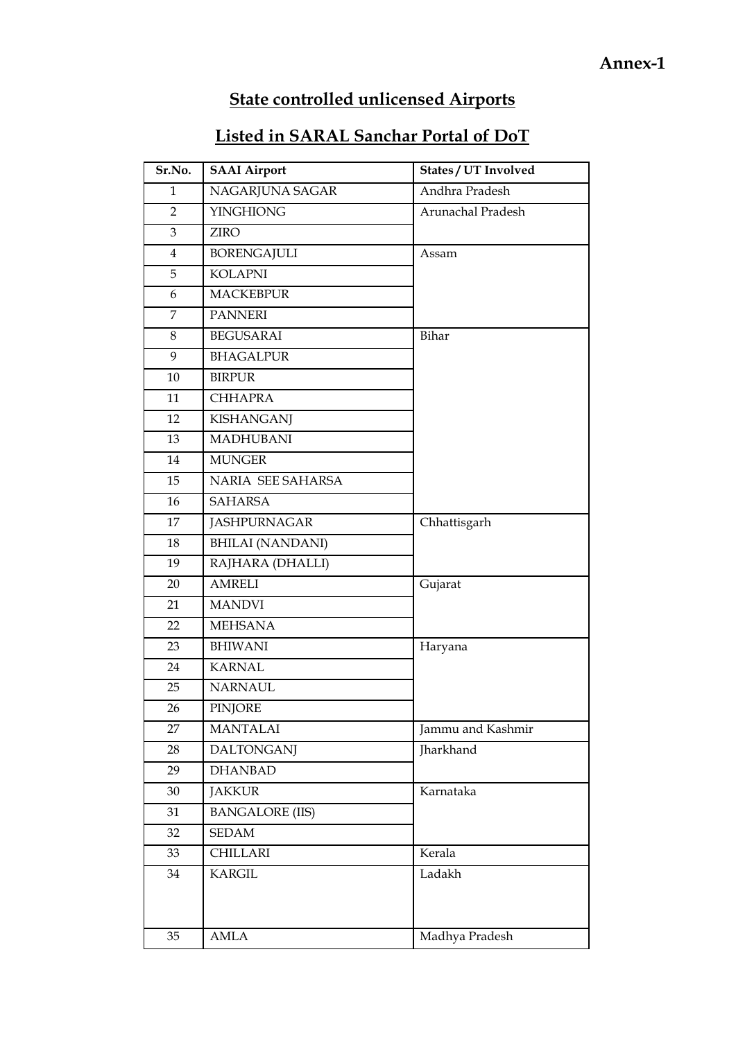**Annex-1**

## State controlled unlicensed Airports

## Listed in SARAL Sanchar Portal of DoT

| Sr.No. | SAAI Airport | States / UT Involved |
|---|---|---|
| 1 | NAGARJUNA SAGAR | Andhra Pradesh |
| 2 | YINGHIONG | Arunachal Pradesh |
| 3 | ZIRO | |
| 4 | BORENGAJULI | Assam |
| 5 | KOLAPNI | |
| 6 | MACKEBPUR | |
| 7 | PANNERI | |
| 8 | BEGUSARAI | Bihar |
| 9 | BHAGALPUR | |
| 10 | BIRPUR | |
| 11 | CHHAPRA | |
| 12 | KISHANGANJ | |
| 13 | MADHUBANI | |
| 14 | MUNGER | |
| 15 | NARIA SEE SAHARSA | |
| 16 | SAHARSA | |
| 17 | JASHPURNAGAR | Chhattisgarh |
| 18 | BHILAI (NANDANI) | |
| 19 | RAJHARA (DHALLI) | |
| 20 | AMRELI | Gujarat |
| 21 | MANDVI | |
| 22 | MEHSANA | |
| 23 | BHIWANI | Haryana |
| 24 | KARNAL | |
| 25 | NARNAUL | |
| 26 | PINJORE | |
| 27 | MANTALAI | Jammu and Kashmir |
| 28 | DALTONGANJ | Jharkhand |
| 29 | DHANBAD | |
| 30 | JAKKUR | Karnataka |
| 31 | BANGALORE (IIS) | |
| 32 | SEDAM | |
| 33 | CHILLARI | Kerala |
| 34 | KARGIL | Ladakh |
| 35 | AMLA | Madhya Pradesh |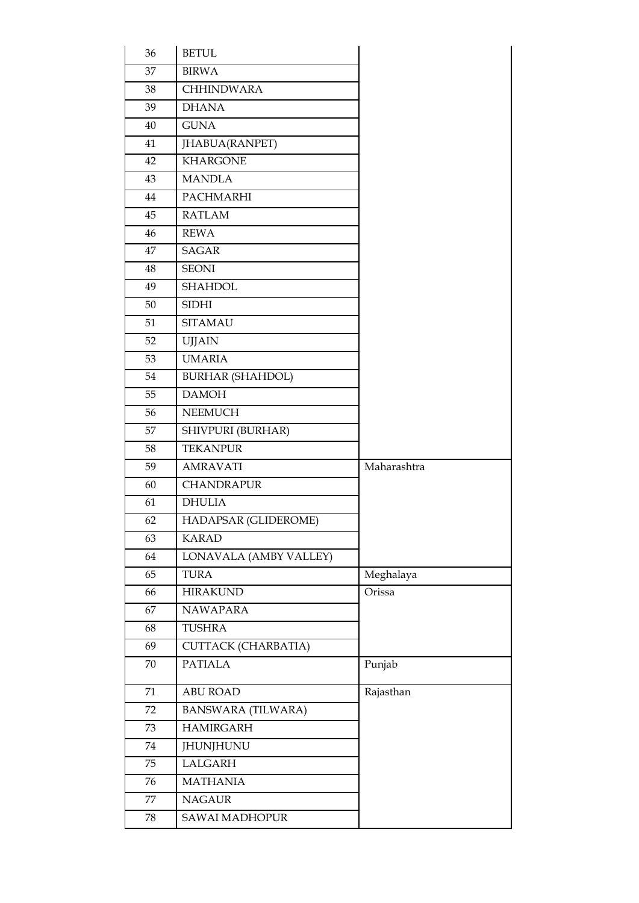| | | |
|---|---|---|
| 36 | BETUL | |
| 37 | BIRWA | |
| 38 | CHHINDWARA | |
| 39 | DHANA | |
| 40 | GUNA | |
| 41 | JHABUA(RANPET) | |
| 42 | KHARGONE | |
| 43 | MANDLA | |
| 44 | PACHMARHI | |
| 45 | RATLAM | |
| 46 | REWA | |
| 47 | SAGAR | |
| 48 | SEONI | |
| 49 | SHAHDOL | |
| 50 | SIDHI | |
| 51 | SITAMAU | |
| 52 | UJJAIN | |
| 53 | UMARIA | |
| 54 | BURHAR (SHAHDOL) | |
| 55 | DAMOH | |
| 56 | NEEMUCH | |
| 57 | SHIVPURI (BURHAR) | |
| 58 | TEKANPUR | |
| 59 | AMRAVATI | Maharashtra |
| 60 | CHANDRAPUR | |
| 61 | DHULIA | |
| 62 | HADAPSAR (GLIDEROME) | |
| 63 | KARAD | |
| 64 | LONAVALA (AMBY VALLEY) | |
| 65 | TURA | Meghalaya |
| 66 | HIRAKUND | Orissa |
| 67 | NAWAPARA | |
| 68 | TUSHRA | |
| 69 | CUTTACK (CHARBATIA) | |
| 70 | PATIALA | Punjab |
| 71 | ABU ROAD | Rajasthan |
| 72 | BANSWARA (TILWARA) | |
| 73 | HAMIRGARH | |
| 74 | JHUNJHUNU | |
| 75 | LALGARH | |
| 76 | MATHANIA | |
| 77 | NAGAUR | |
| 78 | SAWAI MADHOPUR | |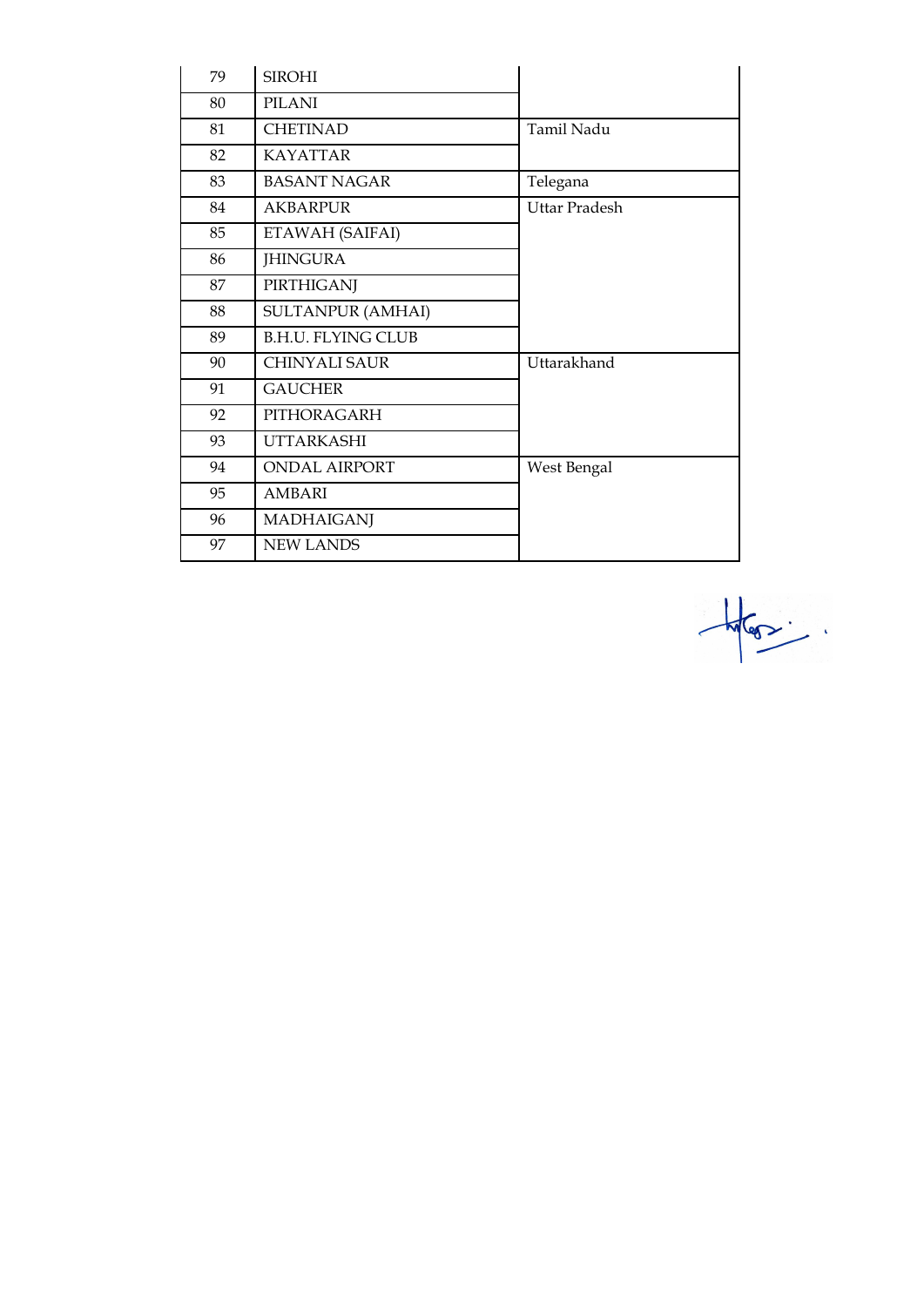| | | |
|---|---|---|
| 79 | SIROHI | |
| 80 | PILANI | |
| 81 | CHETINAD | Tamil Nadu |
| 82 | KAYATTAR | |
| 83 | BASANT NAGAR | Telegana |
| 84 | AKBARPUR | Uttar Pradesh |
| 85 | ETAWAH (SAIFAI) | |
| 86 | JHINGURA | |
| 87 | PIRTHIGANJ | |
| 88 | SULTANPUR (AMHAI) | |
| 89 | B.H.U. FLYING CLUB | |
| 90 | CHINYALI SAUR | Uttarakhand |
| 91 | GAUCHER | |
| 92 | PITHORAGARH | |
| 93 | UTTARKASHI | |
| 94 | ONDAL AIRPORT | West Bengal |
| 95 | AMBARI | |
| 96 | MADHAIGANJ | |
| 97 | NEW LANDS | |